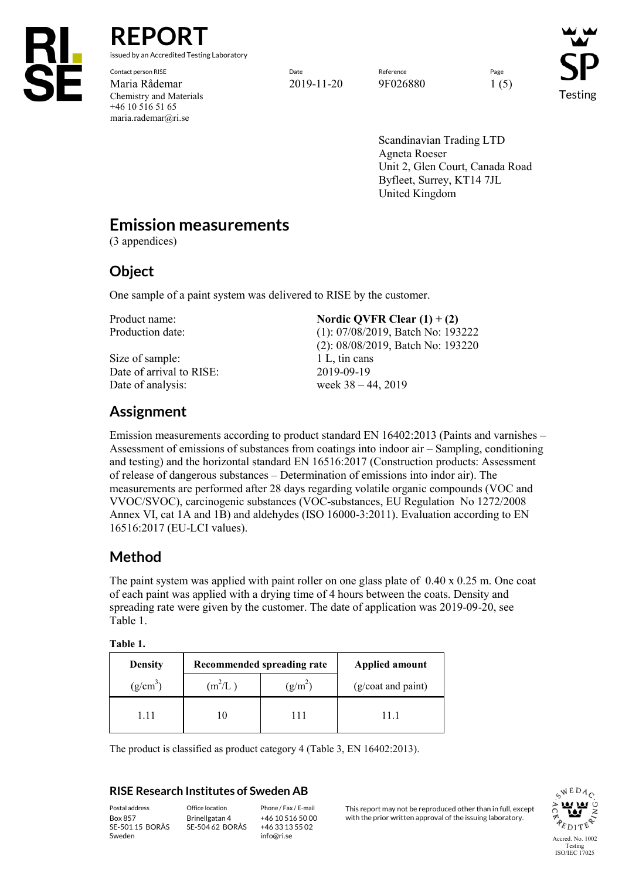# REPORT

issued by an Accredited Testing Laboratory

| Contact person RISE | Date | Reference | Page |
|---|---|---|---|
| Maria Rådemar | 2019-11-20 | 9F026880 | 1 (5) |
| Chemistry and Materials | | | |
| +46 10 516 51 65 | | | |
| maria.rademar@ri.se | | | |

Scandinavian Trading LTD
Agneta Roeser
Unit 2, Glen Court, Canada Road
Byfleet, Surrey, KT14 7JL
United Kingdom

# Emission measurements

(3 appendices)

## Object

One sample of a paint system was delivered to RISE by the customer.

| | |
|---|---|
| Product name: | **Nordic QVFR Clear (1) + (2)** |
| Production date: | (1): 07/08/2019, Batch No: 193222 |
| | (2): 08/08/2019, Batch No: 193220 |
| Size of sample: | 1 L, tin cans |
| Date of arrival to RISE: | 2019-09-19 |
| Date of analysis: | week 38 – 44, 2019 |

## Assignment

Emission measurements according to product standard EN 16402:2013 (Paints and varnishes – Assessment of emissions of substances from coatings into indoor air – Sampling, conditioning and testing) and the horizontal standard EN 16516:2017 (Construction products: Assessment of release of dangerous substances – Determination of emissions into indoor air). The measurements are performed after 28 days regarding volatile organic compounds (VOC and VVOC/SVOC), carcinogenic substances (VOC-substances, EU Regulation No 1272/2008 Annex VI, cat 1A and 1B) and aldehydes (ISO 16000-3:2011). Evaluation according to EN 16516:2017 (EU-LCI values).

## Method

The paint system was applied with paint roller on one glass plate of 0.40 x 0.25 m. One coat of each paint was applied with a drying time of 4 hours between the coats. Density and spreading rate were given by the customer. The date of application was 2019-09-20, see Table 1.

**Table 1.**

| Density | Recommended spreading rate | | Applied amount |
|---|---|---|---|
| ($g/cm^3$) | ($m^2/L$) | ($g/m^2$) | (g/coat and paint) |
| 1.11 | 10 | 111 | 11.1 |

The product is classified as product category 4 (Table 3, EN 16402:2013).

### RISE Research Institutes of Sweden AB

| Postal address | Office location | Phone / Fax / E-mail |
|---|---|---|
| Box 857 | Brinellgatan 4 | +46 10 516 50 00 |
| SE-501 15 BORÅS | SE-504 62 BORÅS | +46 33 13 55 02 |
| Sweden | | info@ri.se |

This report may not be reproduced other than in full, except with the prior written approval of the issuing laboratory.

Accred. No. 1002 Testing ISO/IEC 17025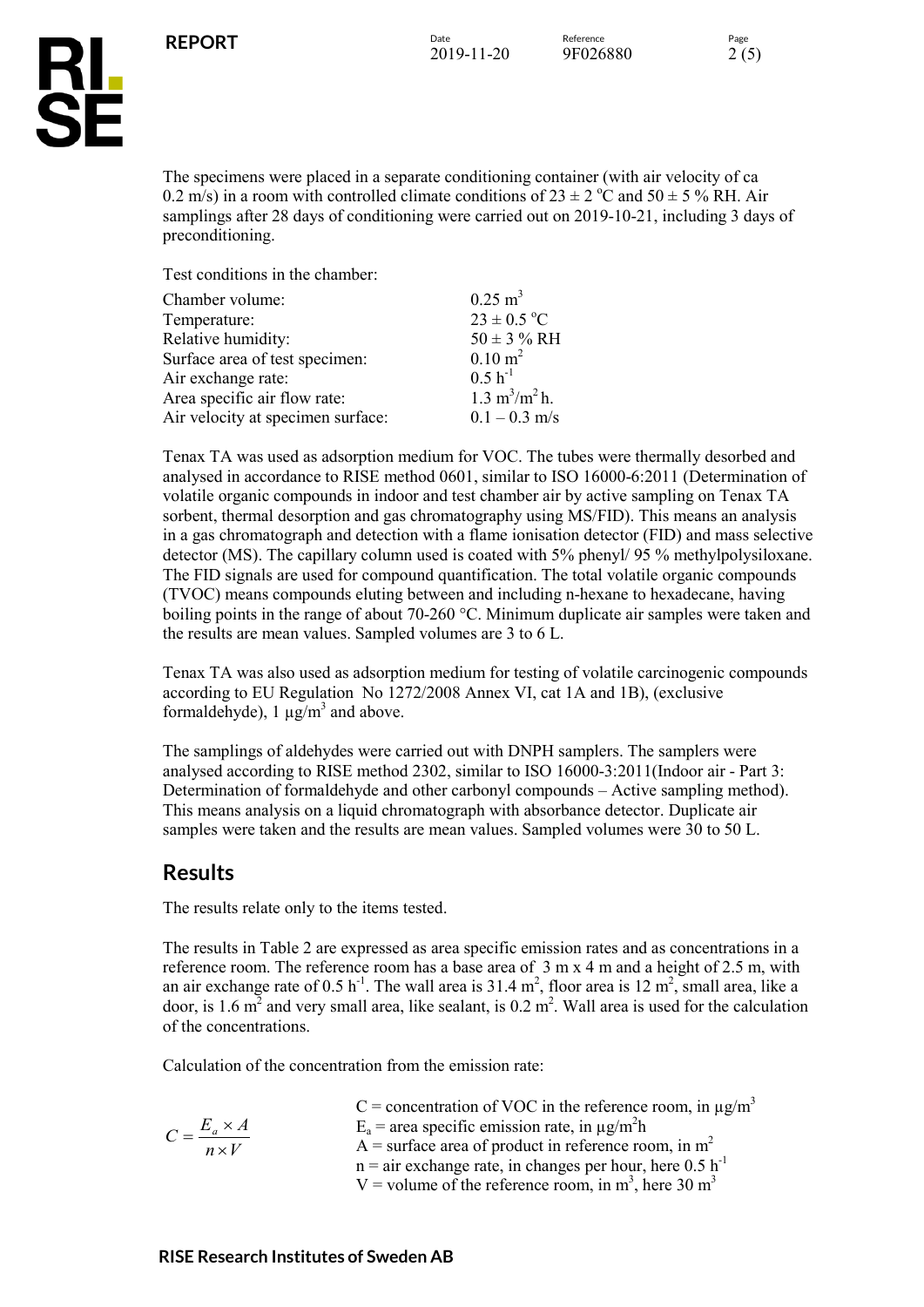The specimens were placed in a separate conditioning container (with air velocity of ca 0.2 m/s) in a room with controlled climate conditions of $23 \pm 2$ °C and $50 \pm 5$ % RH. Air samplings after 28 days of conditioning were carried out on 2019-10-21, including 3 days of preconditioning.

Test conditions in the chamber:

| | |
|---|---|
| Chamber volume: | $0.25$ m$^3$ |
| Temperature: | $23 \pm 0.5$ °C |
| Relative humidity: | $50 \pm 3$ % RH |
| Surface area of test specimen: | $0.10$ m$^2$ |
| Air exchange rate: | $0.5$ h$^{-1}$ |
| Area specific air flow rate: | $1.3$ m$^3$/m$^2$ h. |
| Air velocity at specimen surface: | $0.1 – 0.3$ m/s |

Tenax TA was used as adsorption medium for VOC. The tubes were thermally desorbed and analysed in accordance to RISE method 0601, similar to ISO 16000-6:2011 (Determination of volatile organic compounds in indoor and test chamber air by active sampling on Tenax TA sorbent, thermal desorption and gas chromatography using MS/FID). This means an analysis in a gas chromatograph and detection with a flame ionisation detector (FID) and mass selective detector (MS). The capillary column used is coated with 5% phenyl/ 95 % methylpolysiloxane. The FID signals are used for compound quantification. The total volatile organic compounds (TVOC) means compounds eluting between and including n-hexane to hexadecane, having boiling points in the range of about 70-260 °C. Minimum duplicate air samples were taken and the results are mean values. Sampled volumes are 3 to 6 L.

Tenax TA was also used as adsorption medium for testing of volatile carcinogenic compounds according to EU Regulation No 1272/2008 Annex VI, cat 1A and 1B), (exclusive formaldehyde), 1 µg/m$^3$ and above.

The samplings of aldehydes were carried out with DNPH samplers. The samplers were analysed according to RISE method 2302, similar to ISO 16000-3:2011(Indoor air - Part 3: Determination of formaldehyde and other carbonyl compounds – Active sampling method). This means analysis on a liquid chromatograph with absorbance detector. Duplicate air samples were taken and the results are mean values. Sampled volumes were 30 to 50 L.

## Results

The results relate only to the items tested.

The results in Table 2 are expressed as area specific emission rates and as concentrations in a reference room. The reference room has a base area of 3 m x 4 m and a height of 2.5 m, with an air exchange rate of 0.5 h$^{-1}$. The wall area is 31.4 m$^2$, floor area is 12 m$^2$, small area, like a door, is 1.6 m$^2$ and very small area, like sealant, is 0.2 m$^2$. Wall area is used for the calculation of the concentrations.

Calculation of the concentration from the emission rate:

$$C = \frac{E_a \times A}{n \times V}$$

C = concentration of VOC in the reference room, in µg/m$^3$
$E_a$ = area specific emission rate, in µg/m$^2$h
A = surface area of product in reference room, in m$^2$
n = air exchange rate, in changes per hour, here 0.5 h$^{-1}$
V = volume of the reference room, in m$^3$, here 30 m$^3$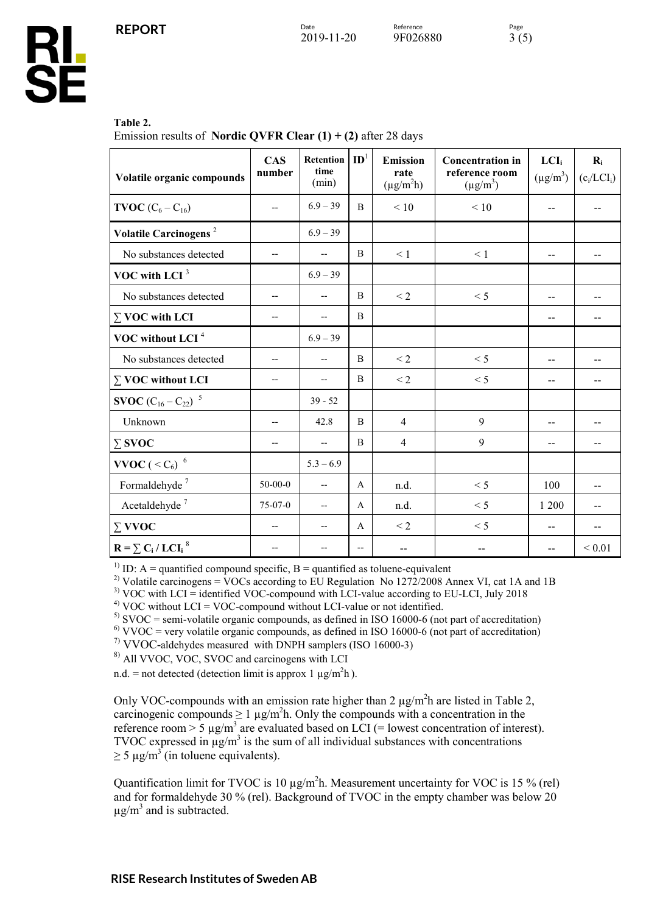**Table 2.**
Emission results of **Nordic QVFR Clear (1) + (2)** after 28 days

| Volatile organic compounds | CAS number | Retention time (min) | ID[1] | Emission rate ($\mu g/m^2h$) | Concentration in reference room ($\mu g/m^3$) | $LCI_i$ ($\mu g/m^3$) | $R_i$ ($c_i/LCI_i$) |
|---|---|---|---|---|---|---|---|
| **TVOC** ($C_6 - C_{16}$) | -- | 6.9 – 39 | B | < 10 | < 10 | -- | -- |
| **Volatile Carcinogens** [2] | | 6.9 – 39 | | | | | |
| No substances detected | -- | -- | B | < 1 | < 1 | -- | -- |
| **VOC with LCI** [3] | | 6.9 – 39 | | | | | |
| No substances detected | -- | -- | B | < 2 | < 5 | -- | -- |
| **∑ VOC with LCI** | -- | -- | B | | | -- | -- |
| **VOC without LCI** [4] | | 6.9 – 39 | | | | | |
| No substances detected | -- | -- | B | < 2 | < 5 | -- | -- |
| **∑ VOC without LCI** | -- | -- | B | < 2 | < 5 | -- | -- |
| **SVOC** ($C_{16} - C_{22}$) [5] | | 39 - 52 | | | | | |
| Unknown | -- | 42.8 | B | 4 | 9 | -- | -- |
| **∑ SVOC** | -- | -- | B | 4 | 9 | -- | -- |
| **VVOC** ( $< C_6$) [6] | | 5.3 – 6.9 | | | | | |
| Formaldehyde [7] | 50-00-0 | -- | A | n.d. | < 5 | 100 | -- |
| Acetaldehyde [7] | 75-07-0 | -- | A | n.d. | < 5 | 1 200 | -- |
| **∑ VVOC** | -- | -- | A | < 2 | < 5 | -- | -- |
| $\mathbf{R = \sum C_i / LCI_i}$ [8] | -- | -- | -- | -- | -- | -- | < 0.01 |

[1] ID: A = quantified compound specific, B = quantified as toluene-equivalent
[2] Volatile carcinogens = VOCs according to EU Regulation No 1272/2008 Annex VI, cat 1A and 1B
[3] VOC with LCI = identified VOC-compound with LCI-value according to EU-LCI, July 2018
[4] VOC without LCI = VOC-compound without LCI-value or not identified.
[5] SVOC = semi-volatile organic compounds, as defined in ISO 16000-6 (not part of accreditation)
[6] VVOC = very volatile organic compounds, as defined in ISO 16000-6 (not part of accreditation)
[7] VVOC-aldehydes measured with DNPH samplers (ISO 16000-3)
[8] All VVOC, VOC, SVOC and carcinogens with LCI
n.d. = not detected (detection limit is approx 1 $\mu g/m^2h$).

Only VOC-compounds with an emission rate higher than 2 $\mu g/m^2h$ are listed in Table 2, carcinogenic compounds $\geq 1$ $\mu g/m^2h$. Only the compounds with a concentration in the reference room > 5 $\mu g/m^3$ are evaluated based on LCI (= lowest concentration of interest). TVOC expressed in $\mu g/m^3$ is the sum of all individual substances with concentrations $\geq 5$ $\mu g/m^3$ (in toluene equivalents).

Quantification limit for TVOC is 10 $\mu g/m^2h$. Measurement uncertainty for VOC is 15 % (rel) and for formaldehyde 30 % (rel). Background of TVOC in the empty chamber was below 20 $\mu g/m^3$ and is subtracted.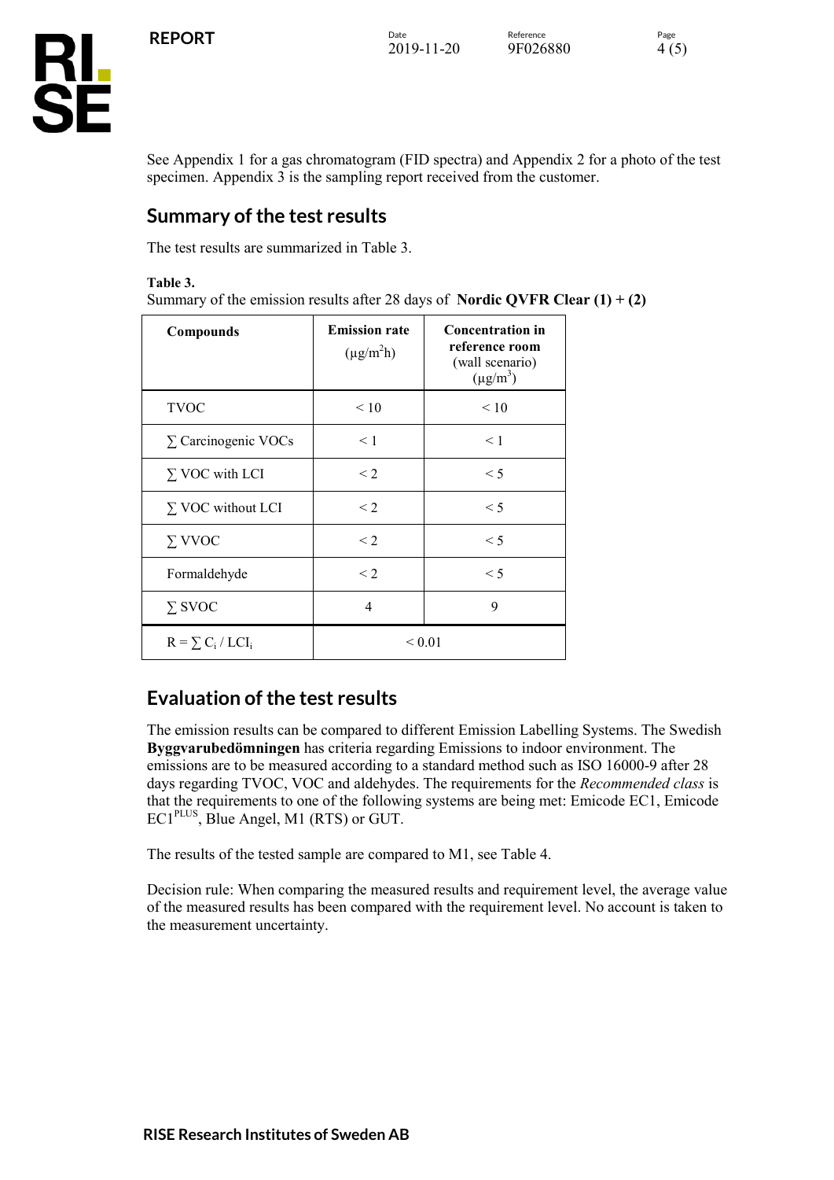See Appendix 1 for a gas chromatogram (FID spectra) and Appendix 2 for a photo of the test specimen. Appendix 3 is the sampling report received from the customer.

## Summary of the test results

The test results are summarized in Table 3.

**Table 3.**

Summary of the emission results after 28 days of **Nordic QVFR Clear (1) + (2)**

| Compounds | Emission rate ($\mu g/m^2h$) | Concentration in reference room (wall scenario) ($\mu g/m^3$) |
|---|---|---|
| TVOC | < 10 | < 10 |
| ∑ Carcinogenic VOCs | < 1 | < 1 |
| ∑ VOC with LCI | < 2 | < 5 |
| ∑ VOC without LCI | < 2 | < 5 |
| ∑ VVOC | < 2 | < 5 |
| Formaldehyde | < 2 | < 5 |
| ∑ SVOC | 4 | 9 |
| $R = \sum C_i / LCI_i$ | < 0.01 | |

## Evaluation of the test results

The emission results can be compared to different Emission Labelling Systems. The Swedish **Byggvarubedömningen** has criteria regarding Emissions to indoor environment. The emissions are to be measured according to a standard method such as ISO 16000-9 after 28 days regarding TVOC, VOC and aldehydes. The requirements for the *Recommended class* is that the requirements to one of the following systems are being met: Emicode EC1, Emicode EC1^PLUS^, Blue Angel, M1 (RTS) or GUT.

The results of the tested sample are compared to M1, see Table 4.

Decision rule: When comparing the measured results and requirement level, the average value of the measured results has been compared with the requirement level. No account is taken to the measurement uncertainty.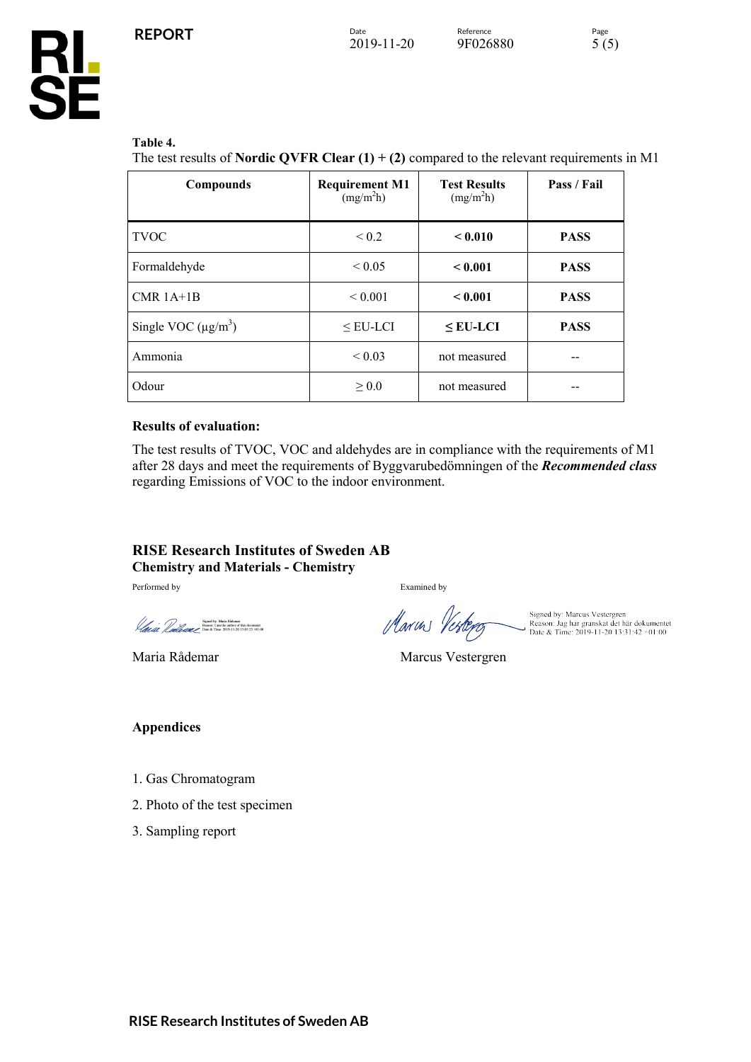**Table 4.**
The test results of **Nordic QVFR Clear (1) + (2)** compared to the relevant requirements in M1

| Compounds | Requirement M1 ($mg/m^2h$) | Test Results ($mg/m^2h$) | Pass / Fail |
|---|---|---|---|
| TVOC | < 0.2 | **< 0.010** | **PASS** |
| Formaldehyde | < 0.05 | **< 0.001** | **PASS** |
| CMR 1A+1B | < 0.001 | **< 0.001** | **PASS** |
| Single VOC ($\mu g/m^3$) | ≤ EU-LCI | **≤ EU-LCI** | **PASS** |
| Ammonia | < 0.03 | not measured | -- |
| Odour | ≥ 0.0 | not measured | -- |

**Results of evaluation:**

The test results of TVOC, VOC and aldehydes are in compliance with the requirements of M1 after 28 days and meet the requirements of Byggvarubedömningen of the ***Recommended class*** regarding Emissions of VOC to the indoor environment.

**RISE Research Institutes of Sweden AB**
**Chemistry and Materials - Chemistry**

Performed by

Signed by: Maria Rådemar
Reason: I am the author of this document
Date & Time: 2019-11-20 13:05:23 +01:00

Maria Rådemar

Examined by

Signed by: Marcus Vestergren
Reason: Jag har granskat det här dokumentet
Date & Time: 2019-11-20 13:31:42 +01:00

Marcus Vestergren

**Appendices**

1. Gas Chromatogram
2. Photo of the test specimen
3. Sampling report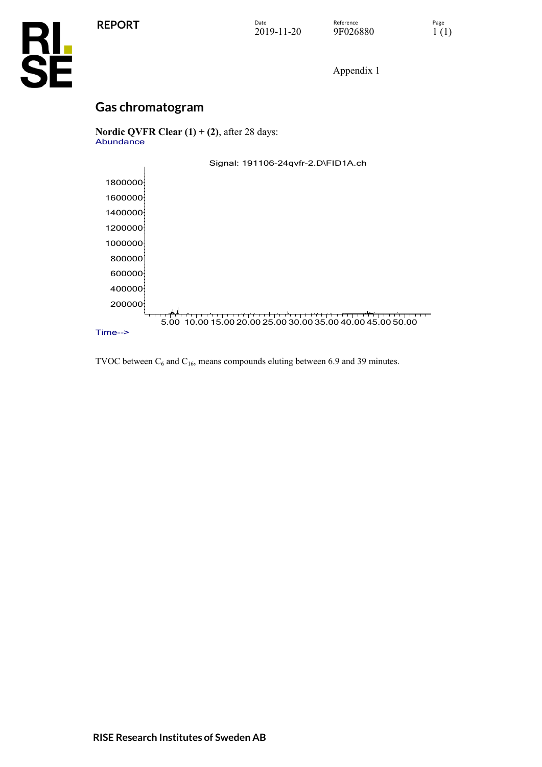Appendix 1

## Gas chromatogram

**Nordic QVFR Clear (1) + (2)**, after 28 days:

Abundance

Signal: 191106-24qvfr-2.D\FID1A.ch

1800000
1600000
1400000
1200000
1000000
800000
600000
400000
200000

5.00 10.00 15.00 20.00 25.00 30.00 35.00 40.00 45.00 50.00

Time-->

TVOC between $C_6$ and $C_{16}$, means compounds eluting between 6.9 and 39 minutes.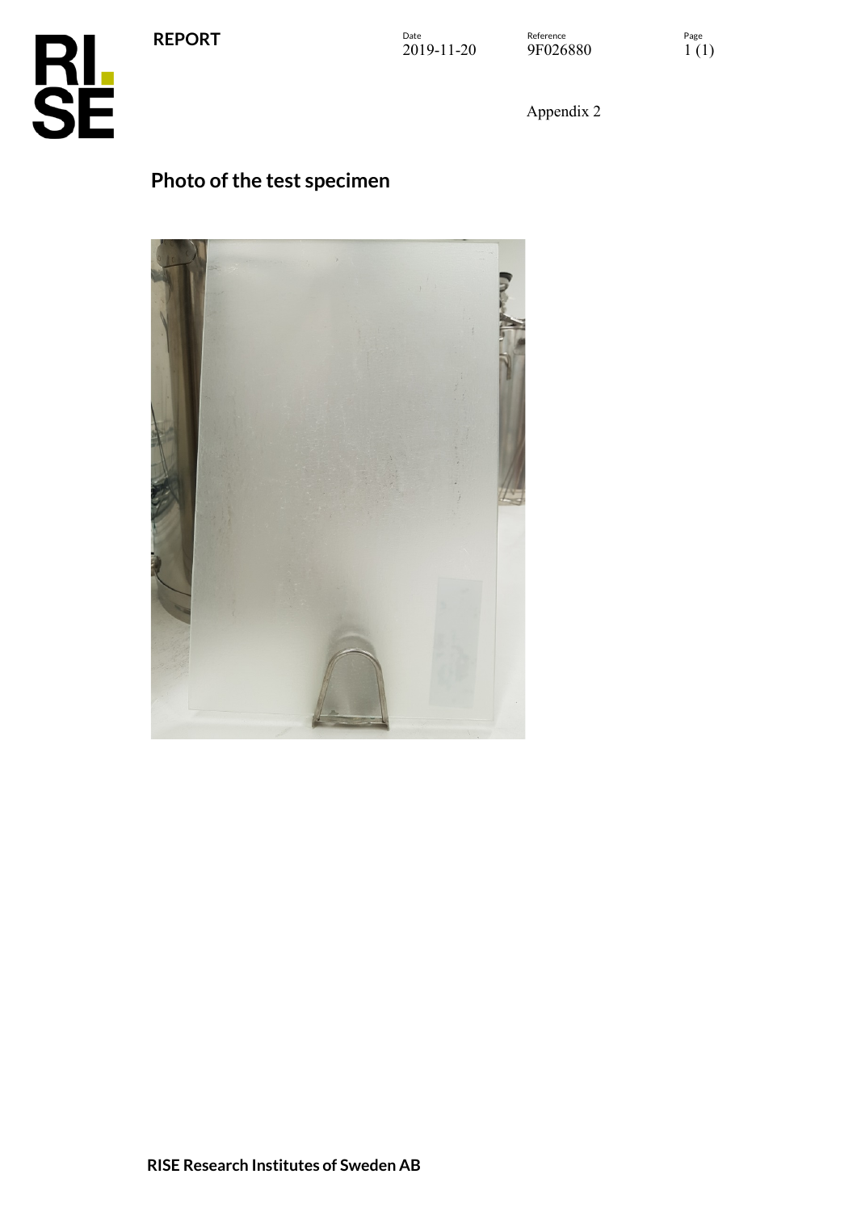Appendix 2

## Photo of the test specimen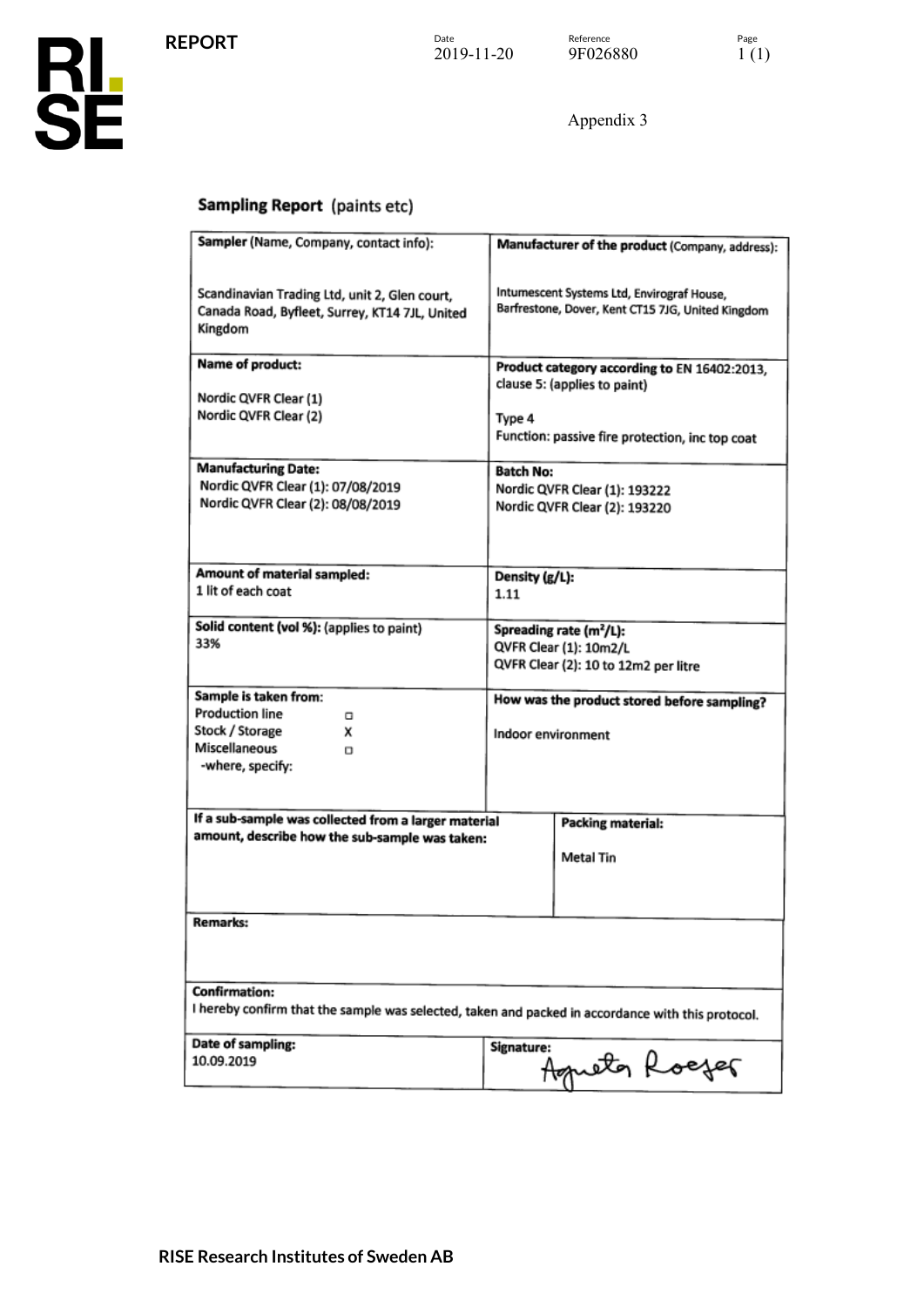Appendix 3

## Sampling Report (paints etc)

| | |
|---|---|
| **Sampler** (Name, Company, contact info):<br><br>Scandinavian Trading Ltd, unit 2, Glen court, Canada Road, Byfleet, Surrey, KT14 7JL, United Kingdom | **Manufacturer of the product** (Company, address):<br><br>Intumescent Systems Ltd, Envirograf House, Barfrestone, Dover, Kent CT15 7JG, United Kingdom |
| **Name of product:**<br><br>Nordic QVFR Clear (1)<br>Nordic QVFR Clear (2) | **Product category according to** EN 16402:2013, clause 5: (applies to paint)<br><br>Type 4<br>Function: passive fire protection, inc top coat |
| **Manufacturing Date:**<br>Nordic QVFR Clear (1): 07/08/2019<br>Nordic QVFR Clear (2): 08/08/2019 | **Batch No:**<br>Nordic QVFR Clear (1): 193222<br>Nordic QVFR Clear (2): 193220 |
| **Amount of material sampled:**<br>1 lit of each coat | **Density (g/L):**<br>1.11 |
| **Solid content (vol %):** (applies to paint)<br>33% | **Spreading rate ($m^2$/L):**<br>QVFR Clear (1): 10m2/L<br>QVFR Clear (2): 10 to 12m2 per litre |
| **Sample is taken from:**<br>Production line ☐<br>Stock / Storage X<br>Miscellaneous ☐<br>-where, specify: | **How was the product stored before sampling?**<br><br>Indoor environment |
| **If a sub-sample was collected from a larger material amount, describe how the sub-sample was taken:** | **Packing material:**<br><br>Metal Tin |
| **Remarks:** | |
| **Confirmation:**<br>I hereby confirm that the sample was selected, taken and packed in accordance with this protocol. | |
| **Date of sampling:**<br>10.09.2019 | **Signature:**<br>Agneta Roeger |